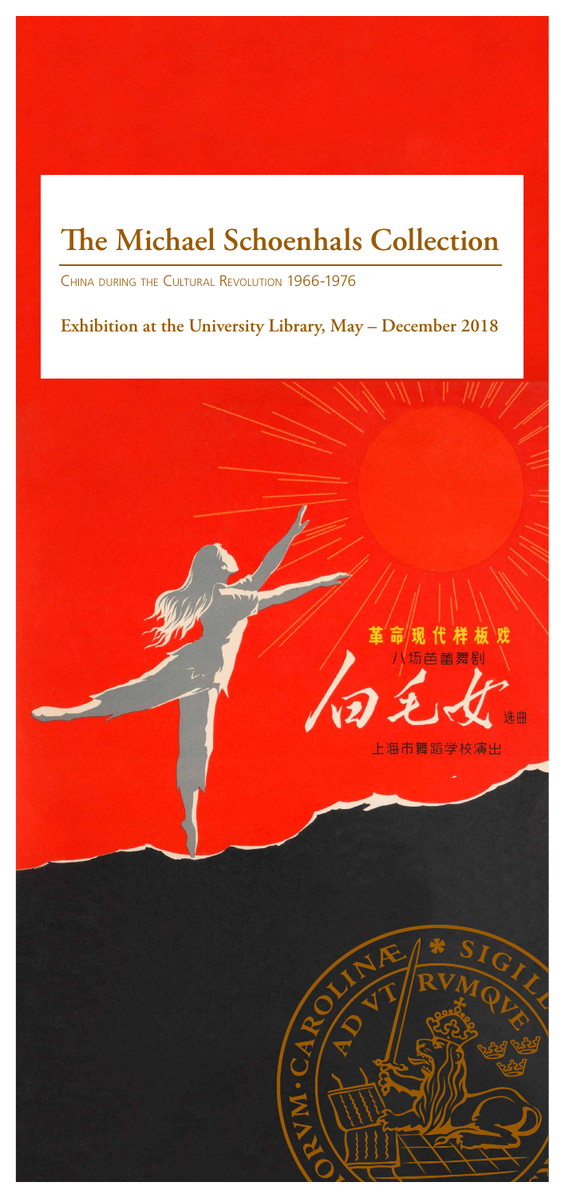# The Michael Schoenhals Collection

CHINA DURING THE CULTURAL REVOLUTION 1966-1976

**Exhibition at the University Library, May – December 2018**

革命现代样板戏

八场芭蕾舞剧

白毛女 选曲

上海市舞蹈学校演出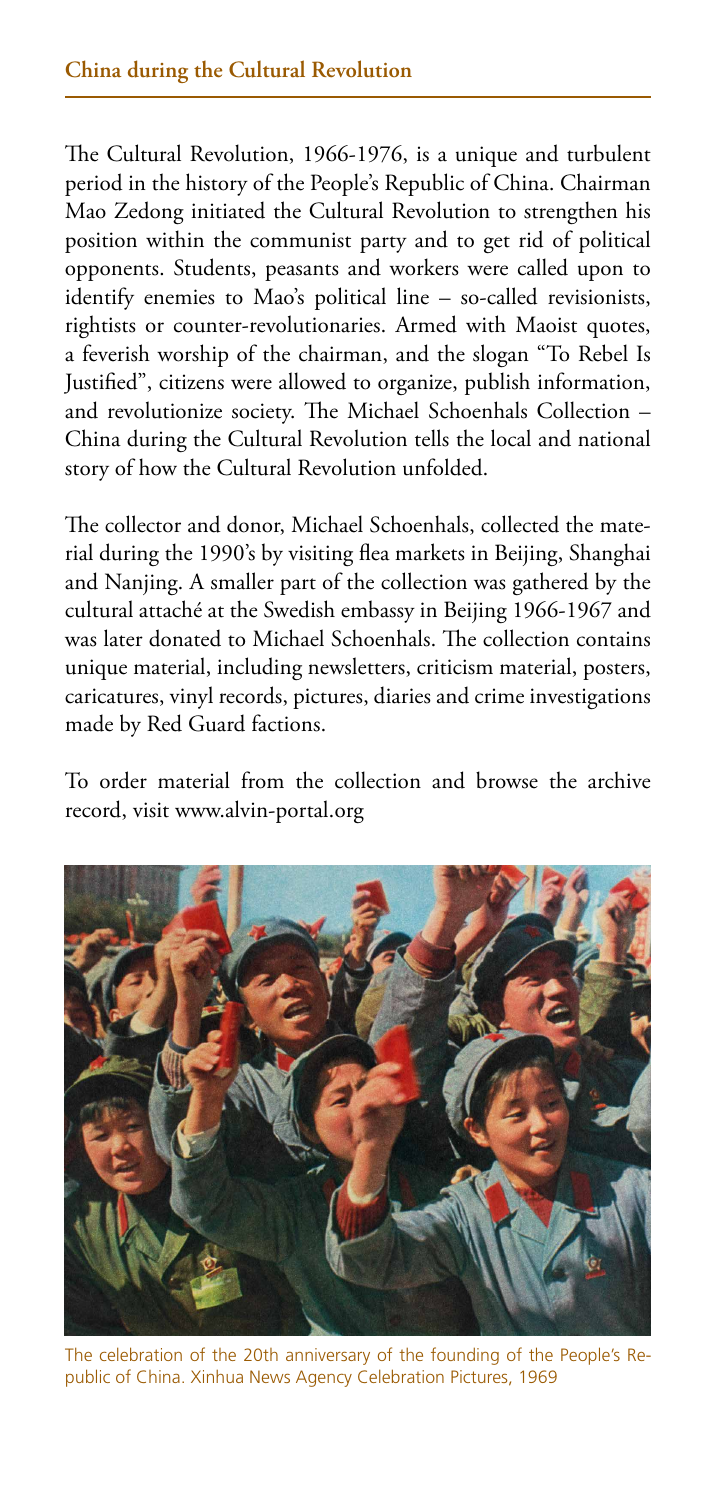## China during the Cultural Revolution

The Cultural Revolution, 1966-1976, is a unique and turbulent period in the history of the People's Republic of China. Chairman Mao Zedong initiated the Cultural Revolution to strengthen his position within the communist party and to get rid of political opponents. Students, peasants and workers were called upon to identify enemies to Mao's political line – so-called revisionists, rightists or counter-revolutionaries. Armed with Maoist quotes, a feverish worship of the chairman, and the slogan "To Rebel Is Justified", citizens were allowed to organize, publish information, and revolutionize society. The Michael Schoenhals Collection – China during the Cultural Revolution tells the local and national story of how the Cultural Revolution unfolded.

The collector and donor, Michael Schoenhals, collected the material during the 1990's by visiting flea markets in Beijing, Shanghai and Nanjing. A smaller part of the collection was gathered by the cultural attaché at the Swedish embassy in Beijing 1966-1967 and was later donated to Michael Schoenhals. The collection contains unique material, including newsletters, criticism material, posters, caricatures, vinyl records, pictures, diaries and crime investigations made by Red Guard factions.

To order material from the collection and browse the archive record, visit www.alvin-portal.org

The celebration of the 20th anniversary of the founding of the People's Republic of China. Xinhua News Agency Celebration Pictures, 1969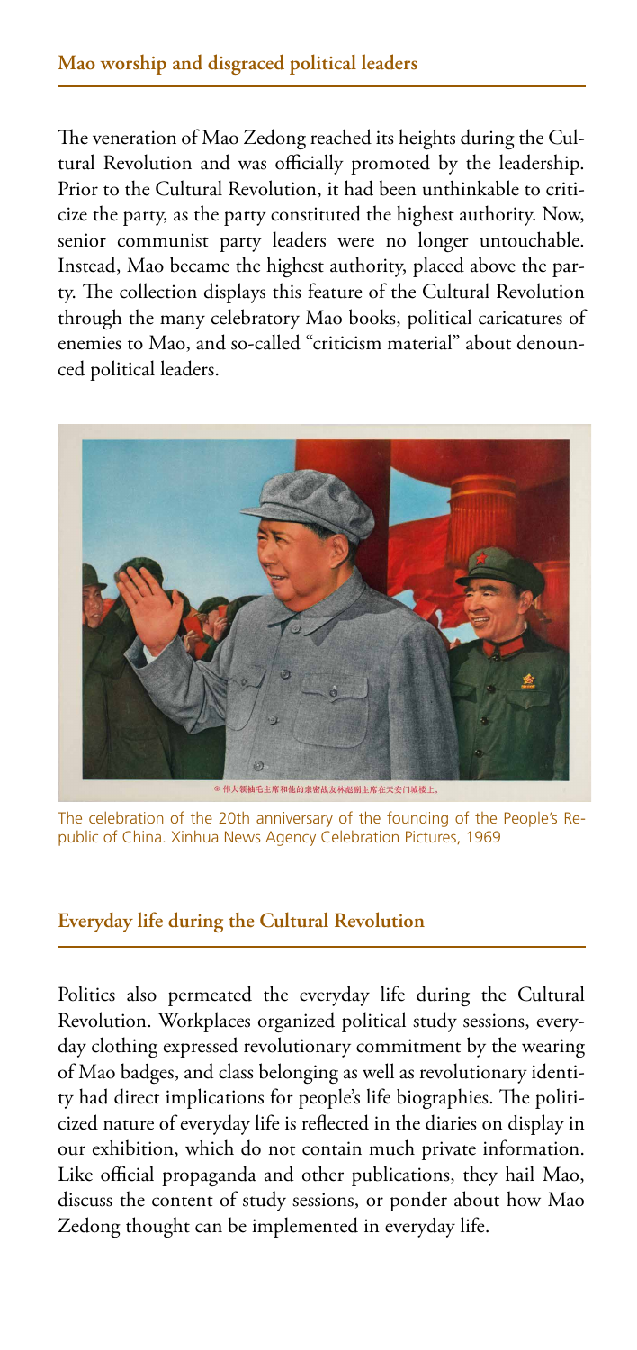## Mao worship and disgraced political leaders

The veneration of Mao Zedong reached its heights during the Cultural Revolution and was officially promoted by the leadership. Prior to the Cultural Revolution, it had been unthinkable to criticize the party, as the party constituted the highest authority. Now, senior communist party leaders were no longer untouchable. Instead, Mao became the highest authority, placed above the party. The collection displays this feature of the Cultural Revolution through the many celebratory Mao books, political caricatures of enemies to Mao, and so-called "criticism material" about denounced political leaders.

The celebration of the 20th anniversary of the founding of the People's Republic of China. Xinhua News Agency Celebration Pictures, 1969

## Everyday life during the Cultural Revolution

Politics also permeated the everyday life during the Cultural Revolution. Workplaces organized political study sessions, everyday clothing expressed revolutionary commitment by the wearing of Mao badges, and class belonging as well as revolutionary identity had direct implications for people's life biographies. The politicized nature of everyday life is reflected in the diaries on display in our exhibition, which do not contain much private information. Like official propaganda and other publications, they hail Mao, discuss the content of study sessions, or ponder about how Mao Zedong thought can be implemented in everyday life.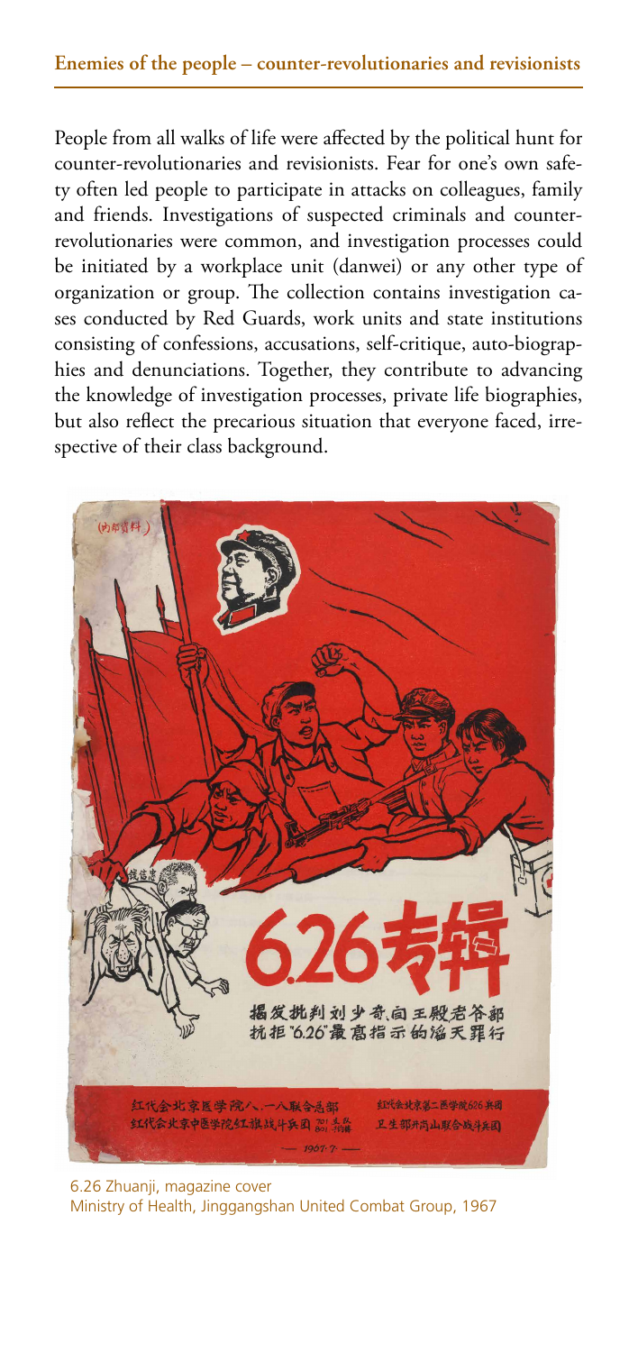## Enemies of the people – counter-revolutionaries and revisionists

People from all walks of life were affected by the political hunt for counter-revolutionaries and revisionists. Fear for one's own safety often led people to participate in attacks on colleagues, family and friends. Investigations of suspected criminals and counter-revolutionaries were common, and investigation processes could be initiated by a workplace unit (danwei) or any other type of organization or group. The collection contains investigation cases conducted by Red Guards, work units and state institutions consisting of confessions, accusations, self-critique, auto-biographies and denunciations. Together, they contribute to advancing the knowledge of investigation processes, private life biographies, but also reflect the precarious situation that everyone faced, irrespective of their class background.

6.26 Zhuanji, magazine cover
Ministry of Health, Jinggangshan United Combat Group, 1967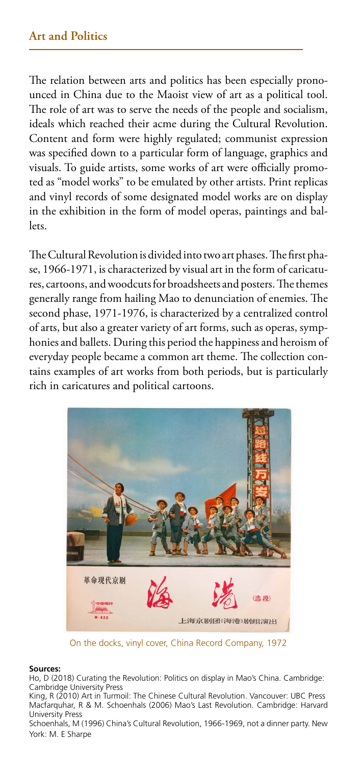## Art and Politics

The relation between arts and politics has been especially pronounced in China due to the Maoist view of art as a political tool. The role of art was to serve the needs of the people and socialism, ideals which reached their acme during the Cultural Revolution. Content and form were highly regulated; communist expression was specified down to a particular form of language, graphics and visuals. To guide artists, some works of art were officially promoted as "model works" to be emulated by other artists. Print replicas and vinyl records of some designated model works are on display in the exhibition in the form of model operas, paintings and ballets.

The Cultural Revolution is divided into two art phases. The first phase, 1966-1971, is characterized by visual art in the form of caricatures, cartoons, and woodcuts for broadsheets and posters. The themes generally range from hailing Mao to denunciation of enemies. The second phase, 1971-1976, is characterized by a centralized control of arts, but also a greater variety of art forms, such as operas, symphonies and ballets. During this period the happiness and heroism of everyday people became a common art theme. The collection contains examples of art works from both periods, but is particularly rich in caricatures and political cartoons.

On the docks, vinyl cover, China Record Company, 1972

**Sources:**

Ho, D (2018) Curating the Revolution: Politics on display in Mao's China. Cambridge: Cambridge University Press

King, R (2010) Art in Turmoil: The Chinese Cultural Revolution. Vancouver: UBC Press

Macfarquhar, R & M. Schoenhals (2006) Mao's Last Revolution. Cambridge: Harvard University Press

Schoenhals, M (1996) China's Cultural Revolution, 1966-1969, not a dinner party. New York: M. E Sharpe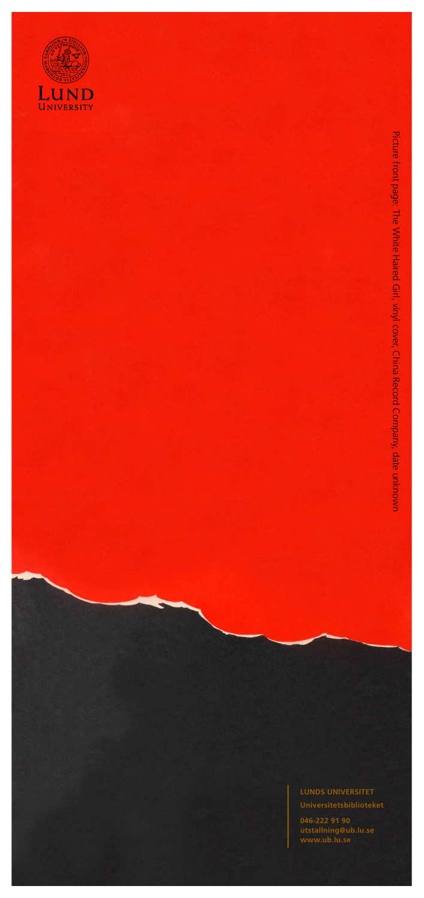Lund University

Picture front page: The White Haired Girl, vinyl cover, China Record Company, date unknown

**LUNDS UNIVERSITET**

**Universitetsbiblioteket**

046-222 91 90
utstallning@ub.lu.se
www.ub.lu.se